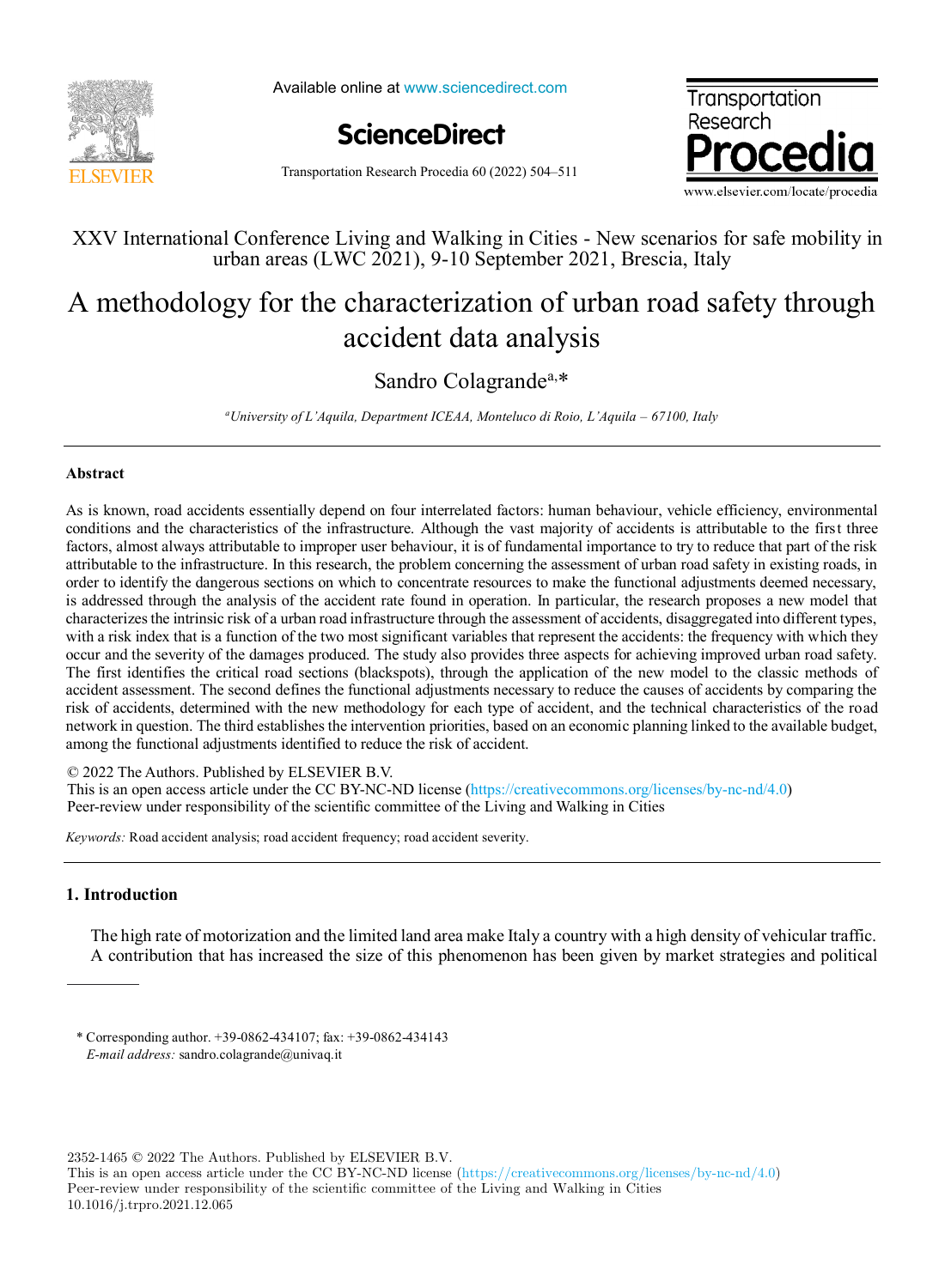XXV International Conference Living and Walking in Cities - New scenarios for safe mobility in urban areas (LWC 2021), 9-10 September 2021, Brescia, Italy

# A methodology for the characterization of urban road safety through accident data analysis

Sandro Colagrande[a,*]

[a]*University of L'Aquila, Department ICEAA, Monteluco di Roio, L'Aquila – 67100, Italy*

---

## Abstract

As is known, road accidents essentially depend on four interrelated factors: human behaviour, vehicle efficiency, environmental conditions and the characteristics of the infrastructure. Although the vast majority of accidents is attributable to the first three factors, almost always attributable to improper user behaviour, it is of fundamental importance to try to reduce that part of the risk attributable to the infrastructure. In this research, the problem concerning the assessment of urban road safety in existing roads, in order to identify the dangerous sections on which to concentrate resources to make the functional adjustments deemed necessary, is addressed through the analysis of the accident rate found in operation. In particular, the research proposes a new model that characterizes the intrinsic risk of a urban road infrastructure through the assessment of accidents, disaggregated into different types, with a risk index that is a function of the two most significant variables that represent the accidents: the frequency with which they occur and the severity of the damages produced. The study also provides three aspects for achieving improved urban road safety. The first identifies the critical road sections (blackspots), through the application of the new model to the classic methods of accident assessment. The second defines the functional adjustments necessary to reduce the causes of accidents by comparing the risk of accidents, determined with the new methodology for each type of accident, and the technical characteristics of the road network in question. The third establishes the intervention priorities, based on an economic planning linked to the available budget, among the functional adjustments identified to reduce the risk of accident.

© 2022 The Authors. Published by ELSEVIER B.V.
This is an open access article under the CC BY-NC-ND license (https://creativecommons.org/licenses/by-nc-nd/4.0)
Peer-review under responsibility of the scientific committee of the Living and Walking in Cities

*Keywords:* Road accident analysis; road accident frequency; road accident severity.

---

## 1. Introduction

The high rate of motorization and the limited land area make Italy a country with a high density of vehicular traffic. A contribution that has increased the size of this phenomenon has been given by market strategies and political

---

\* Corresponding author. +39-0862-434107; fax: +39-0862-434143
*E-mail address:* sandro.colagrande@univaq.it

2352-1465 © 2022 The Authors. Published by ELSEVIER B.V.
This is an open access article under the CC BY-NC-ND license (https://creativecommons.org/licenses/by-nc-nd/4.0)
Peer-review under responsibility of the scientific committee of the Living and Walking in Cities
10.1016/j.trpro.2021.12.065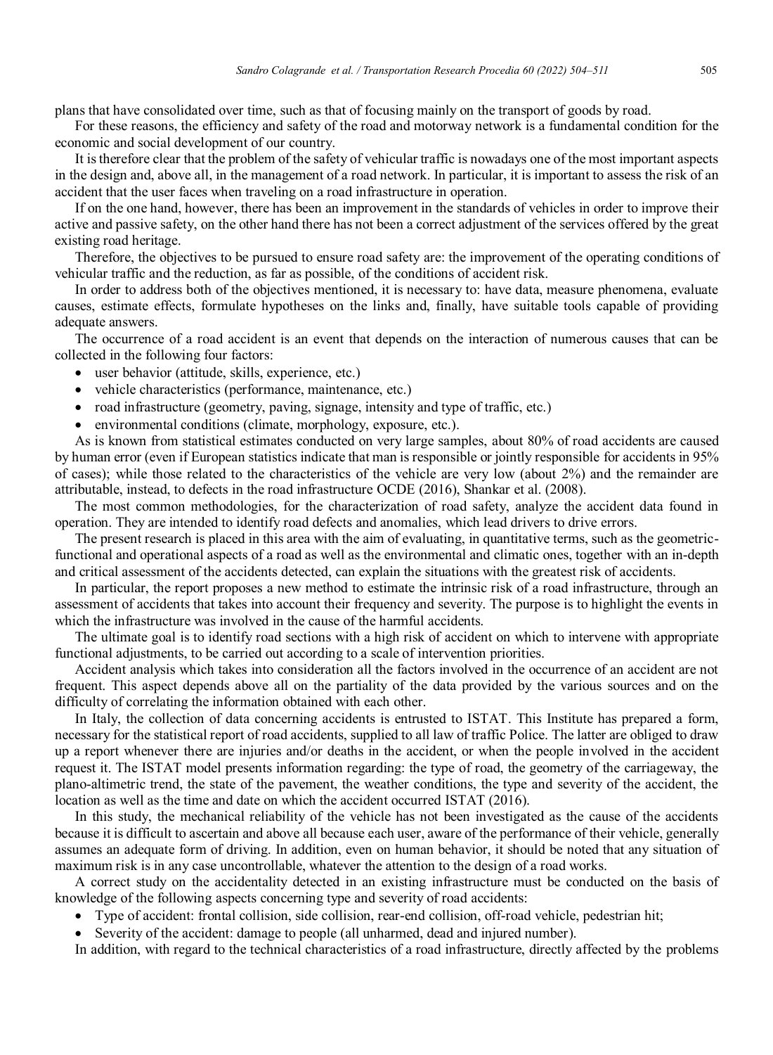plans that have consolidated over time, such as that of focusing mainly on the transport of goods by road.

For these reasons, the efficiency and safety of the road and motorway network is a fundamental condition for the economic and social development of our country.

It is therefore clear that the problem of the safety of vehicular traffic is nowadays one of the most important aspects in the design and, above all, in the management of a road network. In particular, it is important to assess the risk of an accident that the user faces when traveling on a road infrastructure in operation.

If on the one hand, however, there has been an improvement in the standards of vehicles in order to improve their active and passive safety, on the other hand there has not been a correct adjustment of the services offered by the great existing road heritage.

Therefore, the objectives to be pursued to ensure road safety are: the improvement of the operating conditions of vehicular traffic and the reduction, as far as possible, of the conditions of accident risk.

In order to address both of the objectives mentioned, it is necessary to: have data, measure phenomena, evaluate causes, estimate effects, formulate hypotheses on the links and, finally, have suitable tools capable of providing adequate answers.

The occurrence of a road accident is an event that depends on the interaction of numerous causes that can be collected in the following four factors:

- user behavior (attitude, skills, experience, etc.)
- vehicle characteristics (performance, maintenance, etc.)
- road infrastructure (geometry, paving, signage, intensity and type of traffic, etc.)
- environmental conditions (climate, morphology, exposure, etc.).

As is known from statistical estimates conducted on very large samples, about 80% of road accidents are caused by human error (even if European statistics indicate that man is responsible or jointly responsible for accidents in 95% of cases); while those related to the characteristics of the vehicle are very low (about 2%) and the remainder are attributable, instead, to defects in the road infrastructure OCDE (2016), Shankar et al. (2008).

The most common methodologies, for the characterization of road safety, analyze the accident data found in operation. They are intended to identify road defects and anomalies, which lead drivers to drive errors.

The present research is placed in this area with the aim of evaluating, in quantitative terms, such as the geometric-functional and operational aspects of a road as well as the environmental and climatic ones, together with an in-depth and critical assessment of the accidents detected, can explain the situations with the greatest risk of accidents.

In particular, the report proposes a new method to estimate the intrinsic risk of a road infrastructure, through an assessment of accidents that takes into account their frequency and severity. The purpose is to highlight the events in which the infrastructure was involved in the cause of the harmful accidents.

The ultimate goal is to identify road sections with a high risk of accident on which to intervene with appropriate functional adjustments, to be carried out according to a scale of intervention priorities.

Accident analysis which takes into consideration all the factors involved in the occurrence of an accident are not frequent. This aspect depends above all on the partiality of the data provided by the various sources and on the difficulty of correlating the information obtained with each other.

In Italy, the collection of data concerning accidents is entrusted to ISTAT. This Institute has prepared a form, necessary for the statistical report of road accidents, supplied to all law of traffic Police. The latter are obliged to draw up a report whenever there are injuries and/or deaths in the accident, or when the people involved in the accident request it. The ISTAT model presents information regarding: the type of road, the geometry of the carriageway, the plano-altimetric trend, the state of the pavement, the weather conditions, the type and severity of the accident, the location as well as the time and date on which the accident occurred ISTAT (2016).

In this study, the mechanical reliability of the vehicle has not been investigated as the cause of the accidents because it is difficult to ascertain and above all because each user, aware of the performance of their vehicle, generally assumes an adequate form of driving. In addition, even on human behavior, it should be noted that any situation of maximum risk is in any case uncontrollable, whatever the attention to the design of a road works.

A correct study on the accidentality detected in an existing infrastructure must be conducted on the basis of knowledge of the following aspects concerning type and severity of road accidents:

- Type of accident: frontal collision, side collision, rear-end collision, off-road vehicle, pedestrian hit;
- Severity of the accident: damage to people (all unharmed, dead and injured number).

In addition, with regard to the technical characteristics of a road infrastructure, directly affected by the problems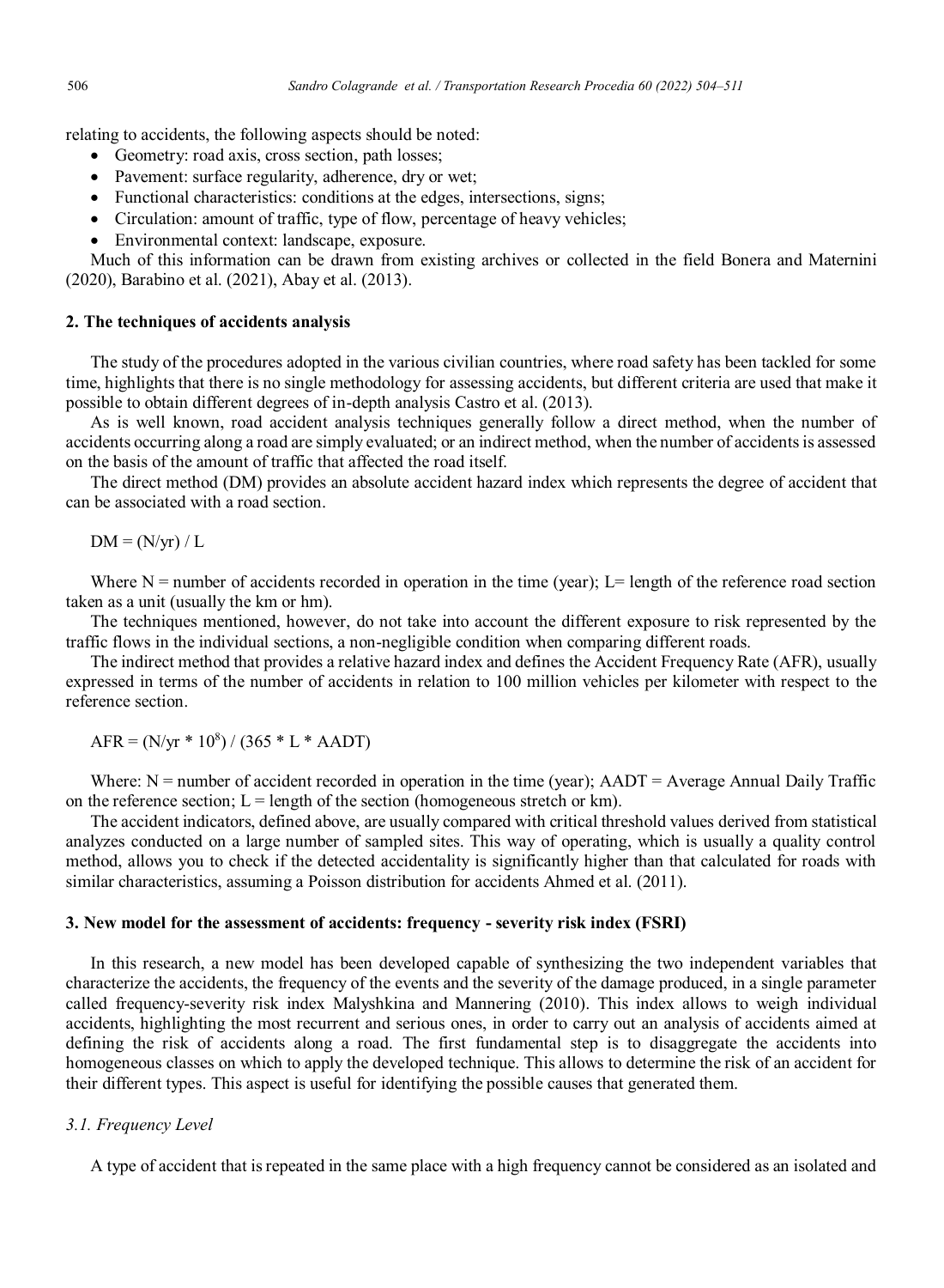relating to accidents, the following aspects should be noted:

- Geometry: road axis, cross section, path losses;
- Pavement: surface regularity, adherence, dry or wet;
- Functional characteristics: conditions at the edges, intersections, signs;
- Circulation: amount of traffic, type of flow, percentage of heavy vehicles;
- Environmental context: landscape, exposure.

Much of this information can be drawn from existing archives or collected in the field Bonera and Maternini (2020), Barabino et al. (2021), Abay et al. (2013).

## 2. The techniques of accidents analysis

The study of the procedures adopted in the various civilian countries, where road safety has been tackled for some time, highlights that there is no single methodology for assessing accidents, but different criteria are used that make it possible to obtain different degrees of in-depth analysis Castro et al. (2013).

As is well known, road accident analysis techniques generally follow a direct method, when the number of accidents occurring along a road are simply evaluated; or an indirect method, when the number of accidents is assessed on the basis of the amount of traffic that affected the road itself.

The direct method (DM) provides an absolute accident hazard index which represents the degree of accident that can be associated with a road section.

$$DM = (N/yr) / L$$

Where N = number of accidents recorded in operation in the time (year); L= length of the reference road section taken as a unit (usually the km or hm).

The techniques mentioned, however, do not take into account the different exposure to risk represented by the traffic flows in the individual sections, a non-negligible condition when comparing different roads.

The indirect method that provides a relative hazard index and defines the Accident Frequency Rate (AFR), usually expressed in terms of the number of accidents in relation to 100 million vehicles per kilometer with respect to the reference section.

$$AFR = (N/yr * 10^8) / (365 * L * AADT)$$

Where: N = number of accident recorded in operation in the time (year); AADT = Average Annual Daily Traffic on the reference section; L = length of the section (homogeneous stretch or km).

The accident indicators, defined above, are usually compared with critical threshold values derived from statistical analyzes conducted on a large number of sampled sites. This way of operating, which is usually a quality control method, allows you to check if the detected accidentality is significantly higher than that calculated for roads with similar characteristics, assuming a Poisson distribution for accidents Ahmed et al. (2011).

## 3. New model for the assessment of accidents: frequency - severity risk index (FSRI)

In this research, a new model has been developed capable of synthesizing the two independent variables that characterize the accidents, the frequency of the events and the severity of the damage produced, in a single parameter called frequency-severity risk index Malyshkina and Mannering (2010). This index allows to weigh individual accidents, highlighting the most recurrent and serious ones, in order to carry out an analysis of accidents aimed at defining the risk of accidents along a road. The first fundamental step is to disaggregate the accidents into homogeneous classes on which to apply the developed technique. This allows to determine the risk of an accident for their different types. This aspect is useful for identifying the possible causes that generated them.

### *3.1. Frequency Level*

A type of accident that is repeated in the same place with a high frequency cannot be considered as an isolated and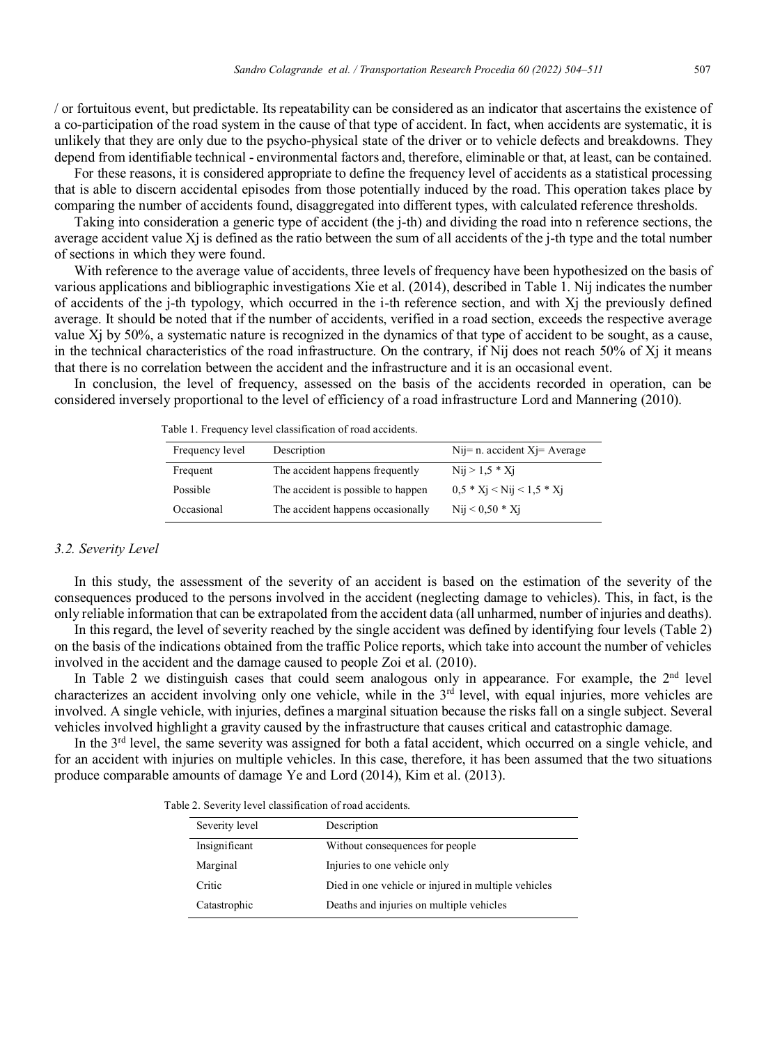/ or fortuitous event, but predictable. Its repeatability can be considered as an indicator that ascertains the existence of a co-participation of the road system in the cause of that type of accident. In fact, when accidents are systematic, it is unlikely that they are only due to the psycho-physical state of the driver or to vehicle defects and breakdowns. They depend from identifiable technical - environmental factors and, therefore, eliminable or that, at least, can be contained.

For these reasons, it is considered appropriate to define the frequency level of accidents as a statistical processing that is able to discern accidental episodes from those potentially induced by the road. This operation takes place by comparing the number of accidents found, disaggregated into different types, with calculated reference thresholds.

Taking into consideration a generic type of accident (the j-th) and dividing the road into n reference sections, the average accident value $X_j$ is defined as the ratio between the sum of all accidents of the j-th type and the total number of sections in which they were found.

With reference to the average value of accidents, three levels of frequency have been hypothesized on the basis of various applications and bibliographic investigations Xie et al. (2014), described in Table 1. $N_{ij}$ indicates the number of accidents of the j-th typology, which occurred in the i-th reference section, and with $X_j$ the previously defined average. It should be noted that if the number of accidents, verified in a road section, exceeds the respective average value $X_j$ by 50%, a systematic nature is recognized in the dynamics of that type of accident to be sought, as a cause, in the technical characteristics of the road infrastructure. On the contrary, if $N_{ij}$ does not reach 50% of $X_j$ it means that there is no correlation between the accident and the infrastructure and it is an occasional event.

In conclusion, the level of frequency, assessed on the basis of the accidents recorded in operation, can be considered inversely proportional to the level of efficiency of a road infrastructure Lord and Mannering (2010).

Table 1. Frequency level classification of road accidents.

| Frequency level | Description | $N_{ij}$= n. accident $X_j$= Average |
|---|---|---|
| Frequent | The accident happens frequently | $N_{ij} > 1{,}5 * X_j$ |
| Possible | The accident is possible to happen | $0{,}5 * X_j < N_{ij} < 1{,}5 * X_j$ |
| Occasional | The accident happens occasionally | $N_{ij} < 0{,}50 * X_j$ |

### 3.2. Severity Level

In this study, the assessment of the severity of an accident is based on the estimation of the severity of the consequences produced to the persons involved in the accident (neglecting damage to vehicles). This, in fact, is the only reliable information that can be extrapolated from the accident data (all unharmed, number of injuries and deaths).

In this regard, the level of severity reached by the single accident was defined by identifying four levels (Table 2) on the basis of the indications obtained from the traffic Police reports, which take into account the number of vehicles involved in the accident and the damage caused to people Zoi et al. (2010).

In Table 2 we distinguish cases that could seem analogous only in appearance. For example, the 2nd level characterizes an accident involving only one vehicle, while in the 3rd level, with equal injuries, more vehicles are involved. A single vehicle, with injuries, defines a marginal situation because the risks fall on a single subject. Several vehicles involved highlight a gravity caused by the infrastructure that causes critical and catastrophic damage.

In the 3rd level, the same severity was assigned for both a fatal accident, which occurred on a single vehicle, and for an accident with injuries on multiple vehicles. In this case, therefore, it has been assumed that the two situations produce comparable amounts of damage Ye and Lord (2014), Kim et al. (2013).

Table 2. Severity level classification of road accidents.

| Severity level | Description |
|---|---|
| Insignificant | Without consequences for people |
| Marginal | Injuries to one vehicle only |
| Critic | Died in one vehicle or injured in multiple vehicles |
| Catastrophic | Deaths and injuries on multiple vehicles |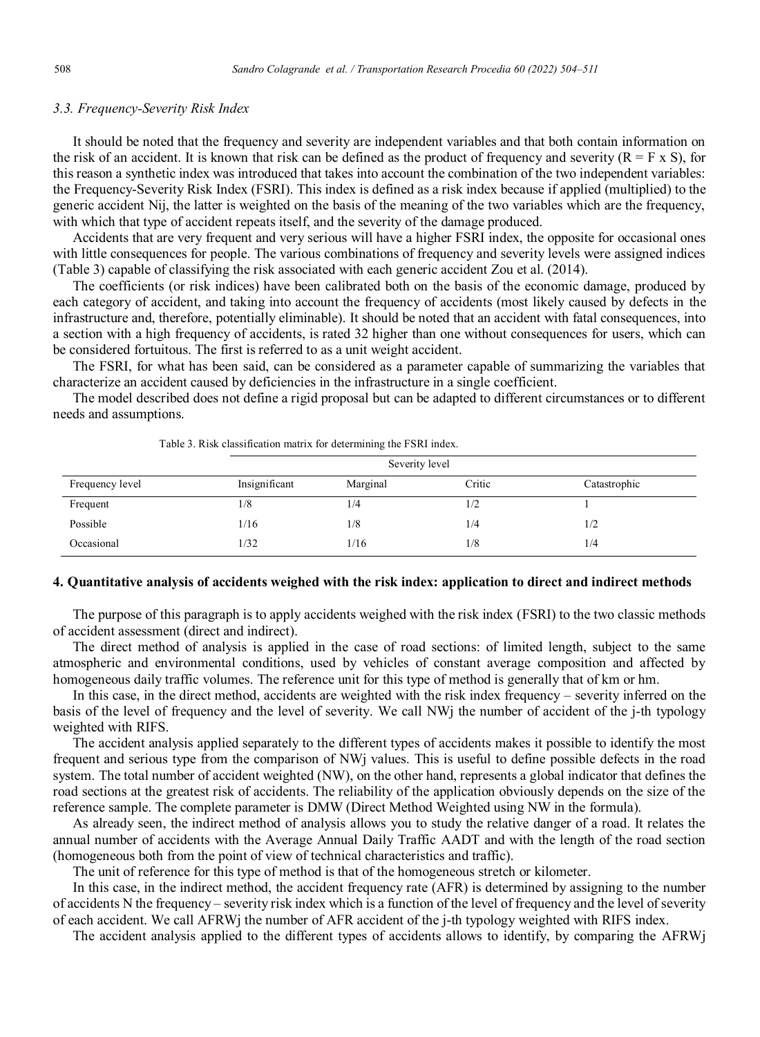### 3.3. Frequency-Severity Risk Index

It should be noted that the frequency and severity are independent variables and that both contain information on the risk of an accident. It is known that risk can be defined as the product of frequency and severity ($R = F \times S$), for this reason a synthetic index was introduced that takes into account the combination of the two independent variables: the Frequency-Severity Risk Index (FSRI). This index is defined as a risk index because if applied (multiplied) to the generic accident $N_{ij}$, the latter is weighted on the basis of the meaning of the two variables which are the frequency, with which that type of accident repeats itself, and the severity of the damage produced.

Accidents that are very frequent and very serious will have a higher FSRI index, the opposite for occasional ones with little consequences for people. The various combinations of frequency and severity levels were assigned indices (Table 3) capable of classifying the risk associated with each generic accident Zou et al. (2014).

The coefficients (or risk indices) have been calibrated both on the basis of the economic damage, produced by each category of accident, and taking into account the frequency of accidents (most likely caused by defects in the infrastructure and, therefore, potentially eliminable). It should be noted that an accident with fatal consequences, into a section with a high frequency of accidents, is rated 32 higher than one without consequences for users, which can be considered fortuitous. The first is referred to as a unit weight accident.

The FSRI, for what has been said, can be considered as a parameter capable of summarizing the variables that characterize an accident caused by deficiencies in the infrastructure in a single coefficient.

The model described does not define a rigid proposal but can be adapted to different circumstances or to different needs and assumptions.

Table 3. Risk classification matrix for determining the FSRI index.

| | Severity level | | | |
|---|---|---|---|---|
| Frequency level | Insignificant | Marginal | Critic | Catastrophic |
| Frequent | 1/8 | 1/4 | 1/2 | 1 |
| Possible | 1/16 | 1/8 | 1/4 | 1/2 |
| Occasional | 1/32 | 1/16 | 1/8 | 1/4 |

## 4. Quantitative analysis of accidents weighed with the risk index: application to direct and indirect methods

The purpose of this paragraph is to apply accidents weighed with the risk index (FSRI) to the two classic methods of accident assessment (direct and indirect).

The direct method of analysis is applied in the case of road sections: of limited length, subject to the same atmospheric and environmental conditions, used by vehicles of constant average composition and affected by homogeneous daily traffic volumes. The reference unit for this type of method is generally that of km or hm.

In this case, in the direct method, accidents are weighted with the risk index frequency – severity inferred on the basis of the level of frequency and the level of severity. We call $NW_j$ the number of accident of the j-th typology weighted with RIFS.

The accident analysis applied separately to the different types of accidents makes it possible to identify the most frequent and serious type from the comparison of $NW_j$ values. This is useful to define possible defects in the road system. The total number of accident weighted (NW), on the other hand, represents a global indicator that defines the road sections at the greatest risk of accidents. The reliability of the application obviously depends on the size of the reference sample. The complete parameter is DMW (Direct Method Weighted using NW in the formula).

As already seen, the indirect method of analysis allows you to study the relative danger of a road. It relates the annual number of accidents with the Average Annual Daily Traffic AADT and with the length of the road section (homogeneous both from the point of view of technical characteristics and traffic).

The unit of reference for this type of method is that of the homogeneous stretch or kilometer.

In this case, in the indirect method, the accident frequency rate (AFR) is determined by assigning to the number of accidents N the frequency – severity risk index which is a function of the level of frequency and the level of severity of each accident. We call $AFRW_j$ the number of AFR accident of the j-th typology weighted with RIFS index.

The accident analysis applied to the different types of accidents allows to identify, by comparing the $AFRW_j$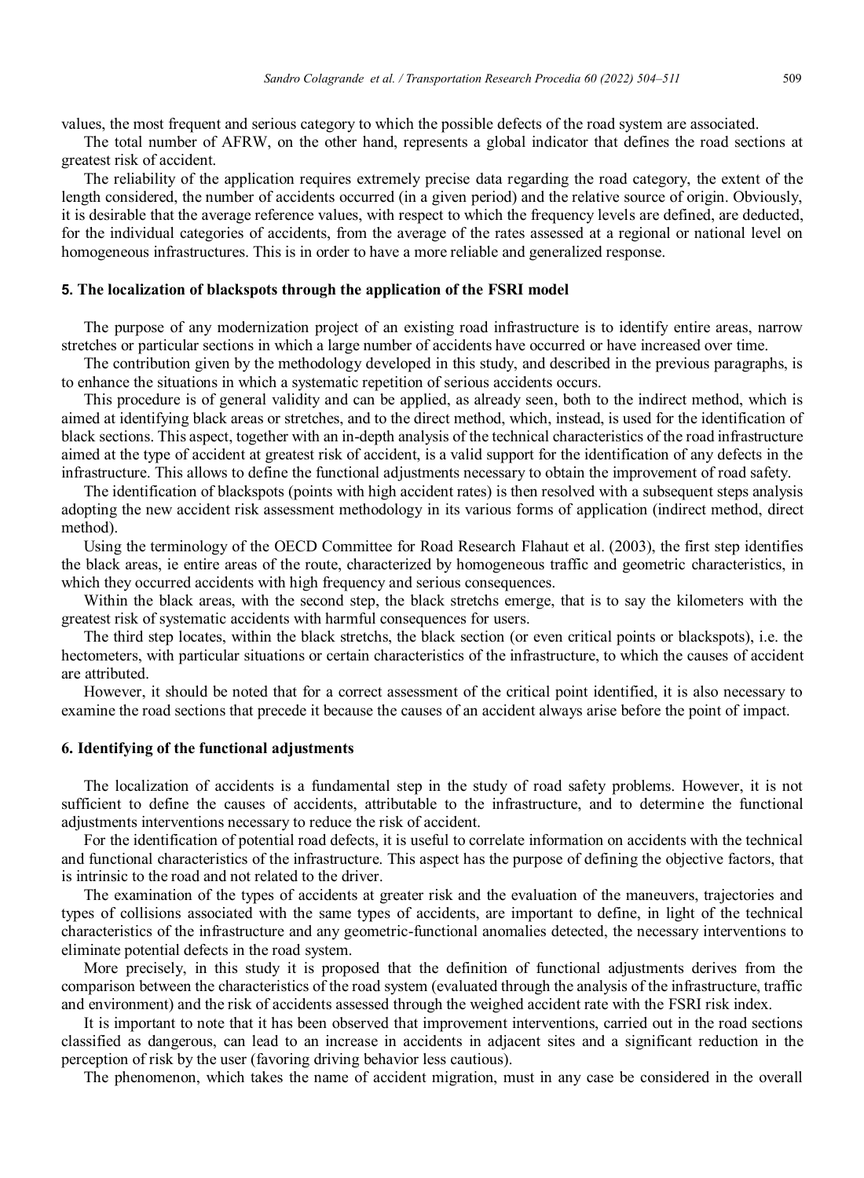values, the most frequent and serious category to which the possible defects of the road system are associated.

The total number of AFRW, on the other hand, represents a global indicator that defines the road sections at greatest risk of accident.

The reliability of the application requires extremely precise data regarding the road category, the extent of the length considered, the number of accidents occurred (in a given period) and the relative source of origin. Obviously, it is desirable that the average reference values, with respect to which the frequency levels are defined, are deducted, for the individual categories of accidents, from the average of the rates assessed at a regional or national level on homogeneous infrastructures. This is in order to have a more reliable and generalized response.

## 5. The localization of blackspots through the application of the FSRI model

The purpose of any modernization project of an existing road infrastructure is to identify entire areas, narrow stretches or particular sections in which a large number of accidents have occurred or have increased over time.

The contribution given by the methodology developed in this study, and described in the previous paragraphs, is to enhance the situations in which a systematic repetition of serious accidents occurs.

This procedure is of general validity and can be applied, as already seen, both to the indirect method, which is aimed at identifying black areas or stretches, and to the direct method, which, instead, is used for the identification of black sections. This aspect, together with an in-depth analysis of the technical characteristics of the road infrastructure aimed at the type of accident at greatest risk of accident, is a valid support for the identification of any defects in the infrastructure. This allows to define the functional adjustments necessary to obtain the improvement of road safety.

The identification of blackspots (points with high accident rates) is then resolved with a subsequent steps analysis adopting the new accident risk assessment methodology in its various forms of application (indirect method, direct method).

Using the terminology of the OECD Committee for Road Research Flahaut et al. (2003), the first step identifies the black areas, ie entire areas of the route, characterized by homogeneous traffic and geometric characteristics, in which they occurred accidents with high frequency and serious consequences.

Within the black areas, with the second step, the black stretchs emerge, that is to say the kilometers with the greatest risk of systematic accidents with harmful consequences for users.

The third step locates, within the black stretchs, the black section (or even critical points or blackspots), i.e. the hectometers, with particular situations or certain characteristics of the infrastructure, to which the causes of accident are attributed.

However, it should be noted that for a correct assessment of the critical point identified, it is also necessary to examine the road sections that precede it because the causes of an accident always arise before the point of impact.

## 6. Identifying of the functional adjustments

The localization of accidents is a fundamental step in the study of road safety problems. However, it is not sufficient to define the causes of accidents, attributable to the infrastructure, and to determine the functional adjustments interventions necessary to reduce the risk of accident.

For the identification of potential road defects, it is useful to correlate information on accidents with the technical and functional characteristics of the infrastructure. This aspect has the purpose of defining the objective factors, that is intrinsic to the road and not related to the driver.

The examination of the types of accidents at greater risk and the evaluation of the maneuvers, trajectories and types of collisions associated with the same types of accidents, are important to define, in light of the technical characteristics of the infrastructure and any geometric-functional anomalies detected, the necessary interventions to eliminate potential defects in the road system.

More precisely, in this study it is proposed that the definition of functional adjustments derives from the comparison between the characteristics of the road system (evaluated through the analysis of the infrastructure, traffic and environment) and the risk of accidents assessed through the weighed accident rate with the FSRI risk index.

It is important to note that it has been observed that improvement interventions, carried out in the road sections classified as dangerous, can lead to an increase in accidents in adjacent sites and a significant reduction in the perception of risk by the user (favoring driving behavior less cautious).

The phenomenon, which takes the name of accident migration, must in any case be considered in the overall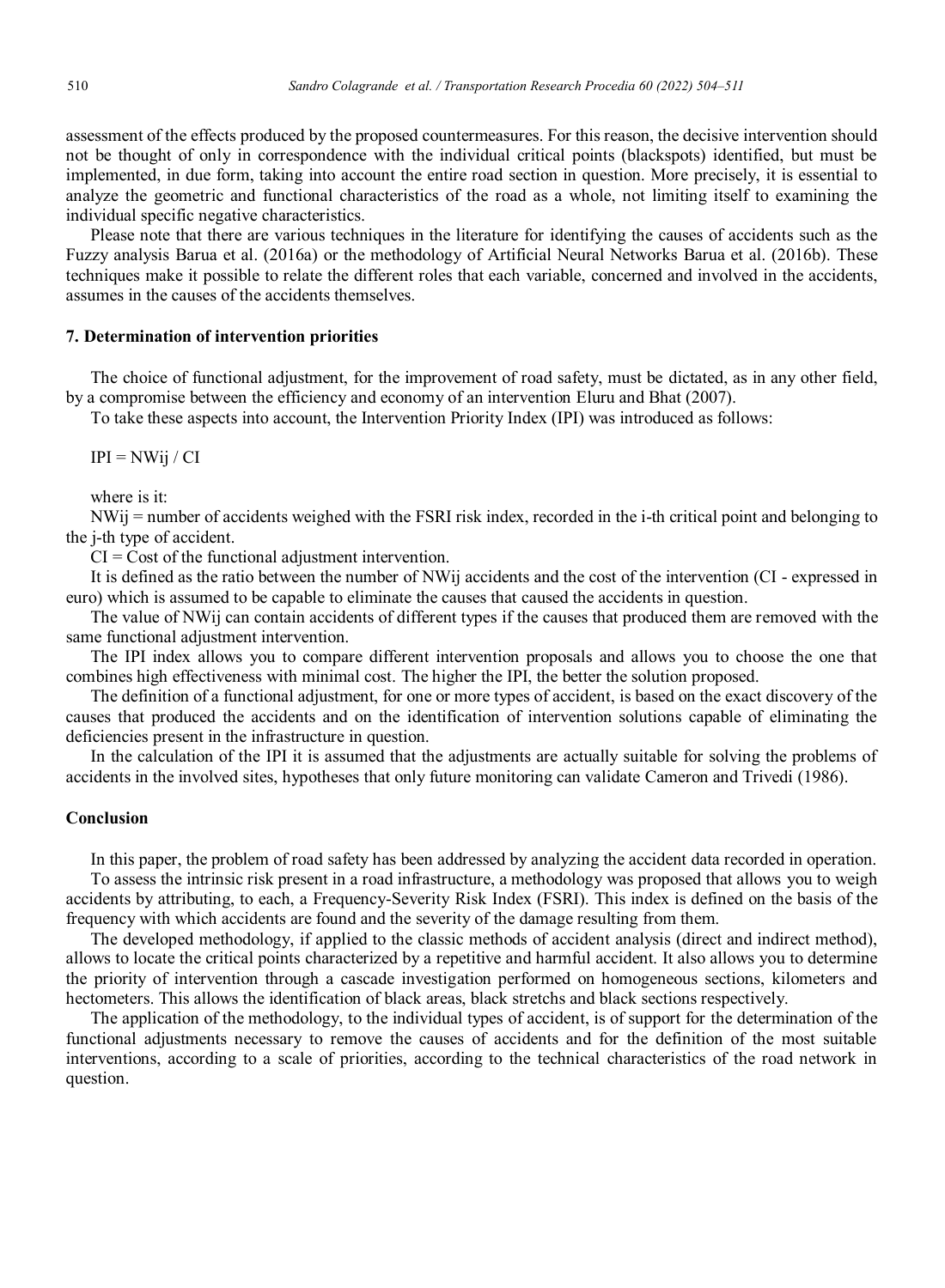assessment of the effects produced by the proposed countermeasures. For this reason, the decisive intervention should not be thought of only in correspondence with the individual critical points (blackspots) identified, but must be implemented, in due form, taking into account the entire road section in question. More precisely, it is essential to analyze the geometric and functional characteristics of the road as a whole, not limiting itself to examining the individual specific negative characteristics.

Please note that there are various techniques in the literature for identifying the causes of accidents such as the Fuzzy analysis Barua et al. (2016a) or the methodology of Artificial Neural Networks Barua et al. (2016b). These techniques make it possible to relate the different roles that each variable, concerned and involved in the accidents, assumes in the causes of the accidents themselves.

## 7. Determination of intervention priorities

The choice of functional adjustment, for the improvement of road safety, must be dictated, as in any other field, by a compromise between the efficiency and economy of an intervention Eluru and Bhat (2007).

To take these aspects into account, the Intervention Priority Index (IPI) was introduced as follows:

$$IPI = NW_{ij} / CI$$

where is it:

$NW_{ij}$ = number of accidents weighed with the FSRI risk index, recorded in the i-th critical point and belonging to the j-th type of accident.

CI = Cost of the functional adjustment intervention.

It is defined as the ratio between the number of $NW_{ij}$ accidents and the cost of the intervention (CI - expressed in euro) which is assumed to be capable to eliminate the causes that caused the accidents in question.

The value of $NW_{ij}$ can contain accidents of different types if the causes that produced them are removed with the same functional adjustment intervention.

The IPI index allows you to compare different intervention proposals and allows you to choose the one that combines high effectiveness with minimal cost. The higher the IPI, the better the solution proposed.

The definition of a functional adjustment, for one or more types of accident, is based on the exact discovery of the causes that produced the accidents and on the identification of intervention solutions capable of eliminating the deficiencies present in the infrastructure in question.

In the calculation of the IPI it is assumed that the adjustments are actually suitable for solving the problems of accidents in the involved sites, hypotheses that only future monitoring can validate Cameron and Trivedi (1986).

## Conclusion

In this paper, the problem of road safety has been addressed by analyzing the accident data recorded in operation.

To assess the intrinsic risk present in a road infrastructure, a methodology was proposed that allows you to weigh accidents by attributing, to each, a Frequency-Severity Risk Index (FSRI). This index is defined on the basis of the frequency with which accidents are found and the severity of the damage resulting from them.

The developed methodology, if applied to the classic methods of accident analysis (direct and indirect method), allows to locate the critical points characterized by a repetitive and harmful accident. It also allows you to determine the priority of intervention through a cascade investigation performed on homogeneous sections, kilometers and hectometers. This allows the identification of black areas, black stretchs and black sections respectively.

The application of the methodology, to the individual types of accident, is of support for the determination of the functional adjustments necessary to remove the causes of accidents and for the definition of the most suitable interventions, according to a scale of priorities, according to the technical characteristics of the road network in question.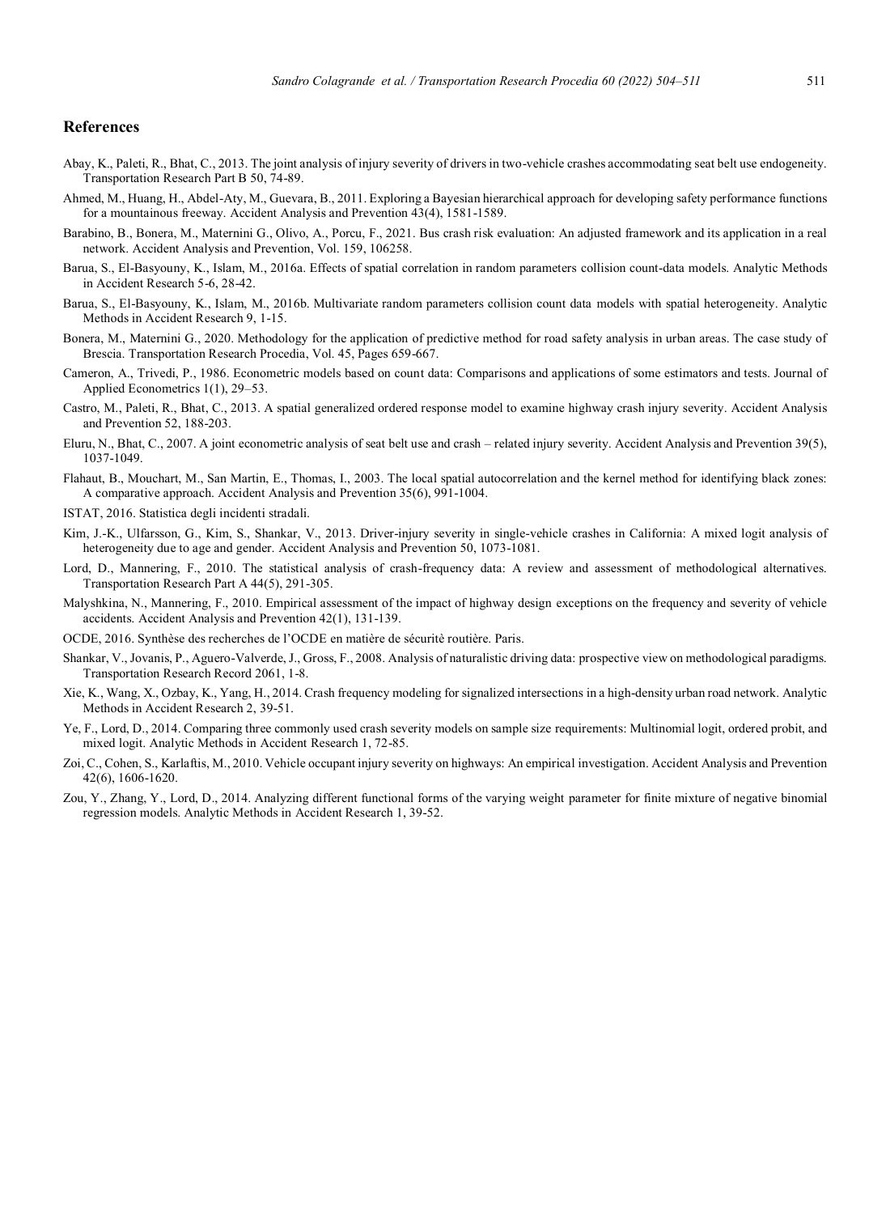## References

Abay, K., Paleti, R., Bhat, C., 2013. The joint analysis of injury severity of drivers in two-vehicle crashes accommodating seat belt use endogeneity. Transportation Research Part B 50, 74-89.

Ahmed, M., Huang, H., Abdel-Aty, M., Guevara, B., 2011. Exploring a Bayesian hierarchical approach for developing safety performance functions for a mountainous freeway. Accident Analysis and Prevention 43(4), 1581-1589.

Barabino, B., Bonera, M., Maternini G., Olivo, A., Porcu, F., 2021. Bus crash risk evaluation: An adjusted framework and its application in a real network. Accident Analysis and Prevention, Vol. 159, 106258.

Barua, S., El-Basyouny, K., Islam, M., 2016a. Effects of spatial correlation in random parameters collision count-data models. Analytic Methods in Accident Research 5-6, 28-42.

Barua, S., El-Basyouny, K., Islam, M., 2016b. Multivariate random parameters collision count data models with spatial heterogeneity. Analytic Methods in Accident Research 9, 1-15.

Bonera, M., Maternini G., 2020. Methodology for the application of predictive method for road safety analysis in urban areas. The case study of Brescia. Transportation Research Procedia, Vol. 45, Pages 659-667.

Cameron, A., Trivedi, P., 1986. Econometric models based on count data: Comparisons and applications of some estimators and tests. Journal of Applied Econometrics 1(1), 29–53.

Castro, M., Paleti, R., Bhat, C., 2013. A spatial generalized ordered response model to examine highway crash injury severity. Accident Analysis and Prevention 52, 188-203.

Eluru, N., Bhat, C., 2007. A joint econometric analysis of seat belt use and crash – related injury severity. Accident Analysis and Prevention 39(5), 1037-1049.

Flahaut, B., Mouchart, M., San Martin, E., Thomas, I., 2003. The local spatial autocorrelation and the kernel method for identifying black zones: A comparative approach. Accident Analysis and Prevention 35(6), 991-1004.

ISTAT, 2016. Statistica degli incidenti stradali.

Kim, J.-K., Ulfarsson, G., Kim, S., Shankar, V., 2013. Driver-injury severity in single-vehicle crashes in California: A mixed logit analysis of heterogeneity due to age and gender. Accident Analysis and Prevention 50, 1073-1081.

Lord, D., Mannering, F., 2010. The statistical analysis of crash-frequency data: A review and assessment of methodological alternatives. Transportation Research Part A 44(5), 291-305.

Malyshkina, N., Mannering, F., 2010. Empirical assessment of the impact of highway design exceptions on the frequency and severity of vehicle accidents. Accident Analysis and Prevention 42(1), 131-139.

OCDE, 2016. Synthèse des recherches de l'OCDE en matière de sécuritè routière. Paris.

Shankar, V., Jovanis, P., Aguero-Valverde, J., Gross, F., 2008. Analysis of naturalistic driving data: prospective view on methodological paradigms. Transportation Research Record 2061, 1-8.

Xie, K., Wang, X., Ozbay, K., Yang, H., 2014. Crash frequency modeling for signalized intersections in a high-density urban road network. Analytic Methods in Accident Research 2, 39-51.

Ye, F., Lord, D., 2014. Comparing three commonly used crash severity models on sample size requirements: Multinomial logit, ordered probit, and mixed logit. Analytic Methods in Accident Research 1, 72-85.

Zoi, C., Cohen, S., Karlaftis, M., 2010. Vehicle occupant injury severity on highways: An empirical investigation. Accident Analysis and Prevention 42(6), 1606-1620.

Zou, Y., Zhang, Y., Lord, D., 2014. Analyzing different functional forms of the varying weight parameter for finite mixture of negative binomial regression models. Analytic Methods in Accident Research 1, 39-52.